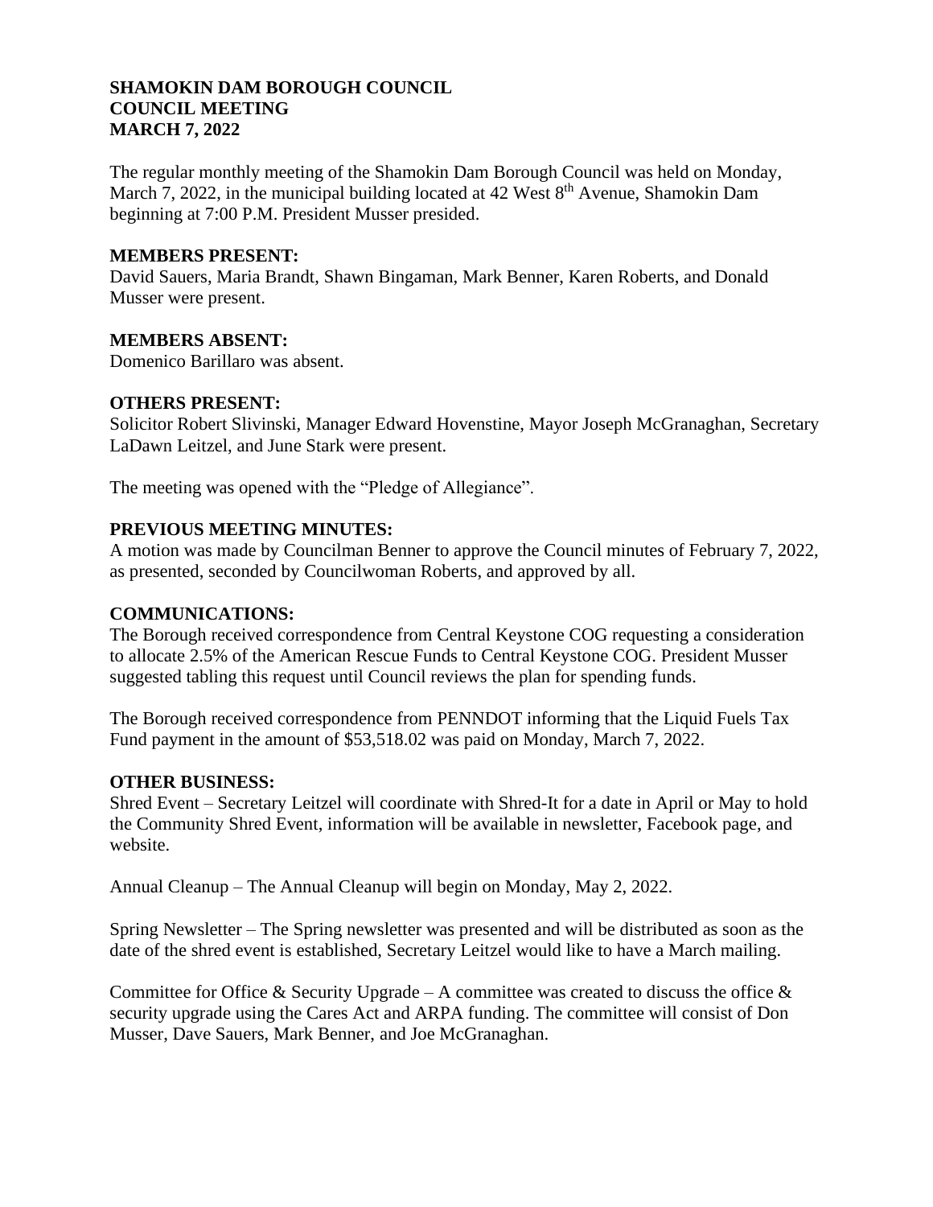**SHAMOKIN DAM BOROUGH COUNCIL**
**COUNCIL MEETING**
**MARCH 7, 2022**

The regular monthly meeting of the Shamokin Dam Borough Council was held on Monday, March 7, 2022, in the municipal building located at 42 West 8th Avenue, Shamokin Dam beginning at 7:00 P.M. President Musser presided.

**MEMBERS PRESENT:**
David Sauers, Maria Brandt, Shawn Bingaman, Mark Benner, Karen Roberts, and Donald Musser were present.

**MEMBERS ABSENT:**
Domenico Barillaro was absent.

**OTHERS PRESENT:**
Solicitor Robert Slivinski, Manager Edward Hovenstine, Mayor Joseph McGranaghan, Secretary LaDawn Leitzel, and June Stark were present.

The meeting was opened with the "Pledge of Allegiance".

**PREVIOUS MEETING MINUTES:**
A motion was made by Councilman Benner to approve the Council minutes of February 7, 2022, as presented, seconded by Councilwoman Roberts, and approved by all.

**COMMUNICATIONS:**
The Borough received correspondence from Central Keystone COG requesting a consideration to allocate 2.5% of the American Rescue Funds to Central Keystone COG. President Musser suggested tabling this request until Council reviews the plan for spending funds.

The Borough received correspondence from PENNDOT informing that the Liquid Fuels Tax Fund payment in the amount of $53,518.02 was paid on Monday, March 7, 2022.

**OTHER BUSINESS:**
Shred Event – Secretary Leitzel will coordinate with Shred-It for a date in April or May to hold the Community Shred Event, information will be available in newsletter, Facebook page, and website.

Annual Cleanup – The Annual Cleanup will begin on Monday, May 2, 2022.

Spring Newsletter – The Spring newsletter was presented and will be distributed as soon as the date of the shred event is established, Secretary Leitzel would like to have a March mailing.

Committee for Office & Security Upgrade – A committee was created to discuss the office & security upgrade using the Cares Act and ARPA funding. The committee will consist of Don Musser, Dave Sauers, Mark Benner, and Joe McGranaghan.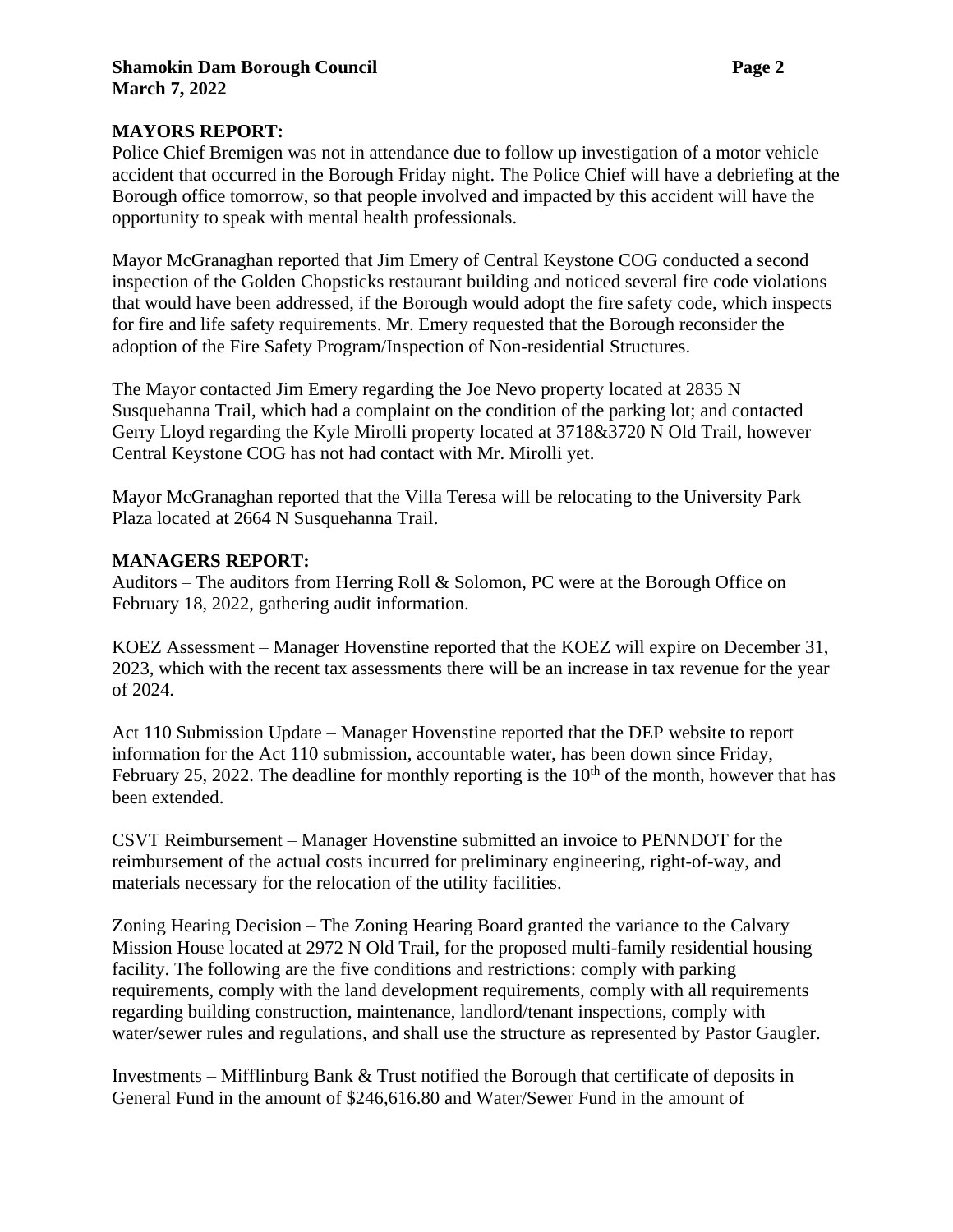## MAYORS REPORT:

Police Chief Bremigen was not in attendance due to follow up investigation of a motor vehicle accident that occurred in the Borough Friday night. The Police Chief will have a debriefing at the Borough office tomorrow, so that people involved and impacted by this accident will have the opportunity to speak with mental health professionals.

Mayor McGranaghan reported that Jim Emery of Central Keystone COG conducted a second inspection of the Golden Chopsticks restaurant building and noticed several fire code violations that would have been addressed, if the Borough would adopt the fire safety code, which inspects for fire and life safety requirements. Mr. Emery requested that the Borough reconsider the adoption of the Fire Safety Program/Inspection of Non-residential Structures.

The Mayor contacted Jim Emery regarding the Joe Nevo property located at 2835 N Susquehanna Trail, which had a complaint on the condition of the parking lot; and contacted Gerry Lloyd regarding the Kyle Mirolli property located at 3718&3720 N Old Trail, however Central Keystone COG has not had contact with Mr. Mirolli yet.

Mayor McGranaghan reported that the Villa Teresa will be relocating to the University Park Plaza located at 2664 N Susquehanna Trail.

## MANAGERS REPORT:

Auditors – The auditors from Herring Roll & Solomon, PC were at the Borough Office on February 18, 2022, gathering audit information.

KOEZ Assessment – Manager Hovenstine reported that the KOEZ will expire on December 31, 2023, which with the recent tax assessments there will be an increase in tax revenue for the year of 2024.

Act 110 Submission Update – Manager Hovenstine reported that the DEP website to report information for the Act 110 submission, accountable water, has been down since Friday, February 25, 2022. The deadline for monthly reporting is the 10th of the month, however that has been extended.

CSVT Reimbursement – Manager Hovenstine submitted an invoice to PENNDOT for the reimbursement of the actual costs incurred for preliminary engineering, right-of-way, and materials necessary for the relocation of the utility facilities.

Zoning Hearing Decision – The Zoning Hearing Board granted the variance to the Calvary Mission House located at 2972 N Old Trail, for the proposed multi-family residential housing facility. The following are the five conditions and restrictions: comply with parking requirements, comply with the land development requirements, comply with all requirements regarding building construction, maintenance, landlord/tenant inspections, comply with water/sewer rules and regulations, and shall use the structure as represented by Pastor Gaugler.

Investments – Mifflinburg Bank & Trust notified the Borough that certificate of deposits in General Fund in the amount of $246,616.80 and Water/Sewer Fund in the amount of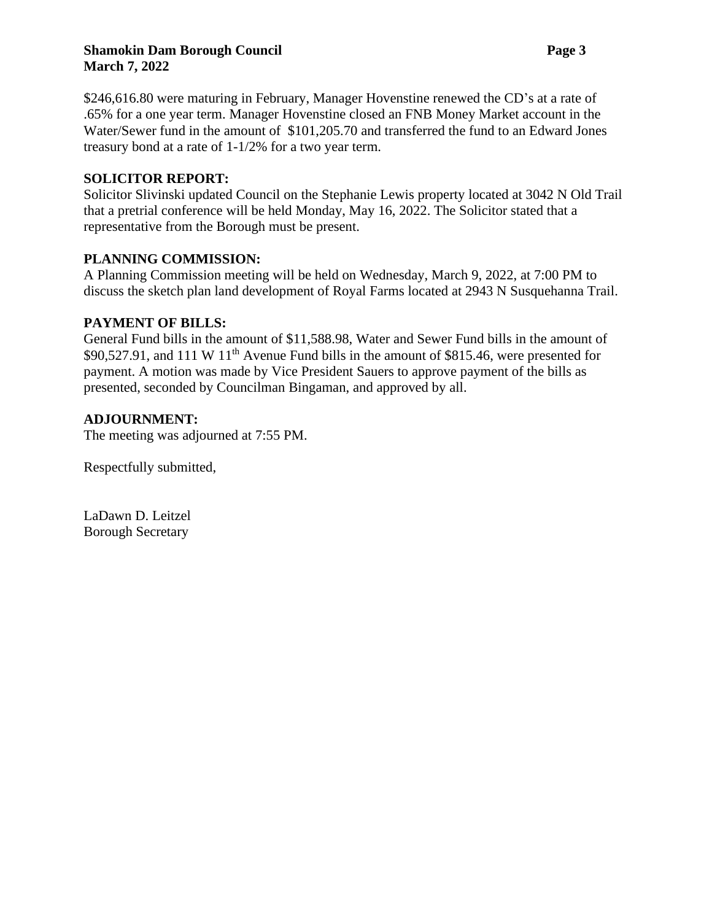$246,616.80 were maturing in February, Manager Hovenstine renewed the CD's at a rate of .65% for a one year term. Manager Hovenstine closed an FNB Money Market account in the Water/Sewer fund in the amount of $101,205.70 and transferred the fund to an Edward Jones treasury bond at a rate of 1-1/2% for a two year term.

**SOLICITOR REPORT:**
Solicitor Slivinski updated Council on the Stephanie Lewis property located at 3042 N Old Trail that a pretrial conference will be held Monday, May 16, 2022. The Solicitor stated that a representative from the Borough must be present.

**PLANNING COMMISSION:**
A Planning Commission meeting will be held on Wednesday, March 9, 2022, at 7:00 PM to discuss the sketch plan land development of Royal Farms located at 2943 N Susquehanna Trail.

**PAYMENT OF BILLS:**
General Fund bills in the amount of $11,588.98, Water and Sewer Fund bills in the amount of $90,527.91, and 111 W 11th Avenue Fund bills in the amount of $815.46, were presented for payment. A motion was made by Vice President Sauers to approve payment of the bills as presented, seconded by Councilman Bingaman, and approved by all.

**ADJOURNMENT:**
The meeting was adjourned at 7:55 PM.

Respectfully submitted,

LaDawn D. Leitzel
Borough Secretary